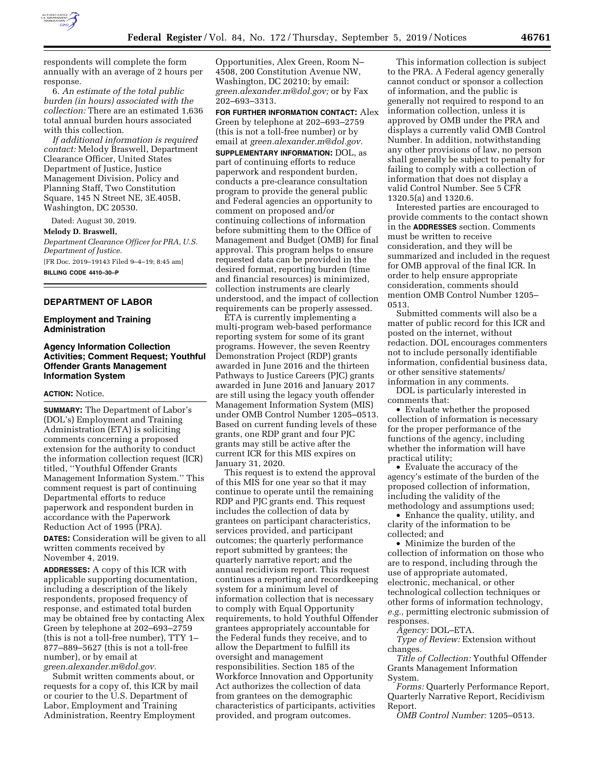respondents will complete the form annually with an average of 2 hours per response.

6. *An estimate of the total public burden (in hours) associated with the collection:* There are an estimated 1,636 total annual burden hours associated with this collection.

*If additional information is required contact:* Melody Braswell, Department Clearance Officer, United States Department of Justice, Justice Management Division, Policy and Planning Staff, Two Constitution Square, 145 N Street NE, 3E.405B, Washington, DC 20530.

Dated: August 30, 2019.

**Melody D. Braswell,**

*Department Clearance Officer for PRA, U.S. Department of Justice.*

[FR Doc. 2019–19143 Filed 9–4–19; 8:45 am]

**BILLING CODE 4410–30–P**

## DEPARTMENT OF LABOR

### Employment and Training Administration

### Agency Information Collection Activities; Comment Request; Youthful Offender Grants Management Information System

**ACTION:** Notice.

**SUMMARY:** The Department of Labor's (DOL's) Employment and Training Administration (ETA) is soliciting comments concerning a proposed extension for the authority to conduct the information collection request (ICR) titled, ''Youthful Offender Grants Management Information System.'' This comment request is part of continuing Departmental efforts to reduce paperwork and respondent burden in accordance with the Paperwork Reduction Act of 1995 (PRA).

**DATES:** Consideration will be given to all written comments received by November 4, 2019.

**ADDRESSES:** A copy of this ICR with applicable supporting documentation, including a description of the likely respondents, proposed frequency of response, and estimated total burden may be obtained free by contacting Alex Green by telephone at 202–693–2759 (this is not a toll-free number), TTY 1–877–889–5627 (this is not a toll-free number), or by email at *green.alexander.m@dol.gov.*

Submit written comments about, or requests for a copy of, this ICR by mail or courier to the U.S. Department of Labor, Employment and Training Administration, Reentry Employment Opportunities, Alex Green, Room N–4508, 200 Constitution Avenue NW, Washington, DC 20210; by email: *green.alexander.m@dol.gov;* or by Fax 202–693–3313.

**FOR FURTHER INFORMATION CONTACT:** Alex Green by telephone at 202–693–2759 (this is not a toll-free number) or by email at *green.alexander.m@dol.gov.*

**SUPPLEMENTARY INFORMATION:** DOL, as part of continuing efforts to reduce paperwork and respondent burden, conducts a pre-clearance consultation program to provide the general public and Federal agencies an opportunity to comment on proposed and/or continuing collections of information before submitting them to the Office of Management and Budget (OMB) for final approval. This program helps to ensure requested data can be provided in the desired format, reporting burden (time and financial resources) is minimized, collection instruments are clearly understood, and the impact of collection requirements can be properly assessed.

ETA is currently implementing a multi-program web-based performance reporting system for some of its grant programs. However, the seven Reentry Demonstration Project (RDP) grants awarded in June 2016 and the thirteen Pathways to Justice Careers (PJC) grants awarded in June 2016 and January 2017 are still using the legacy youth offender Management Information System (MIS) under OMB Control Number 1205–0513. Based on current funding levels of these grants, one RDP grant and four PJC grants may still be active after the current ICR for this MIS expires on January 31, 2020.

This request is to extend the approval of this MIS for one year so that it may continue to operate until the remaining RDP and PJC grants end. This request includes the collection of data by grantees on participant characteristics, services provided, and participant outcomes; the quarterly performance report submitted by grantees; the quarterly narrative report; and the annual recidivism report. This request continues a reporting and recordkeeping system for a minimum level of information collection that is necessary to comply with Equal Opportunity requirements, to hold Youthful Offender grantees appropriately accountable for the Federal funds they receive, and to allow the Department to fulfill its oversight and management responsibilities. Section 185 of the Workforce Innovation and Opportunity Act authorizes the collection of data from grantees on the demographic characteristics of participants, activities provided, and program outcomes.

This information collection is subject to the PRA. A Federal agency generally cannot conduct or sponsor a collection of information, and the public is generally not required to respond to an information collection, unless it is approved by OMB under the PRA and displays a currently valid OMB Control Number. In addition, notwithstanding any other provisions of law, no person shall generally be subject to penalty for failing to comply with a collection of information that does not display a valid Control Number. See 5 CFR 1320.5(a) and 1320.6.

Interested parties are encouraged to provide comments to the contact shown in the **ADDRESSES** section. Comments must be written to receive consideration, and they will be summarized and included in the request for OMB approval of the final ICR. In order to help ensure appropriate consideration, comments should mention OMB Control Number 1205–0513.

Submitted comments will also be a matter of public record for this ICR and posted on the internet, without redaction. DOL encourages commenters not to include personally identifiable information, confidential business data, or other sensitive statements/information in any comments.

DOL is particularly interested in comments that:

- Evaluate whether the proposed collection of information is necessary for the proper performance of the functions of the agency, including whether the information will have practical utility;
- Evaluate the accuracy of the agency's estimate of the burden of the proposed collection of information, including the validity of the methodology and assumptions used;
- Enhance the quality, utility, and clarity of the information to be collected; and
- Minimize the burden of the collection of information on those who are to respond, including through the use of appropriate automated, electronic, mechanical, or other technological collection techniques or other forms of information technology, *e.g.,* permitting electronic submission of responses.

*Agency:* DOL–ETA.

*Type of Review:* Extension without changes.

*Title of Collection:* Youthful Offender Grants Management Information System.

*Forms:* Quarterly Performance Report, Quarterly Narrative Report, Recidivism Report.

*OMB Control Number:* 1205–0513.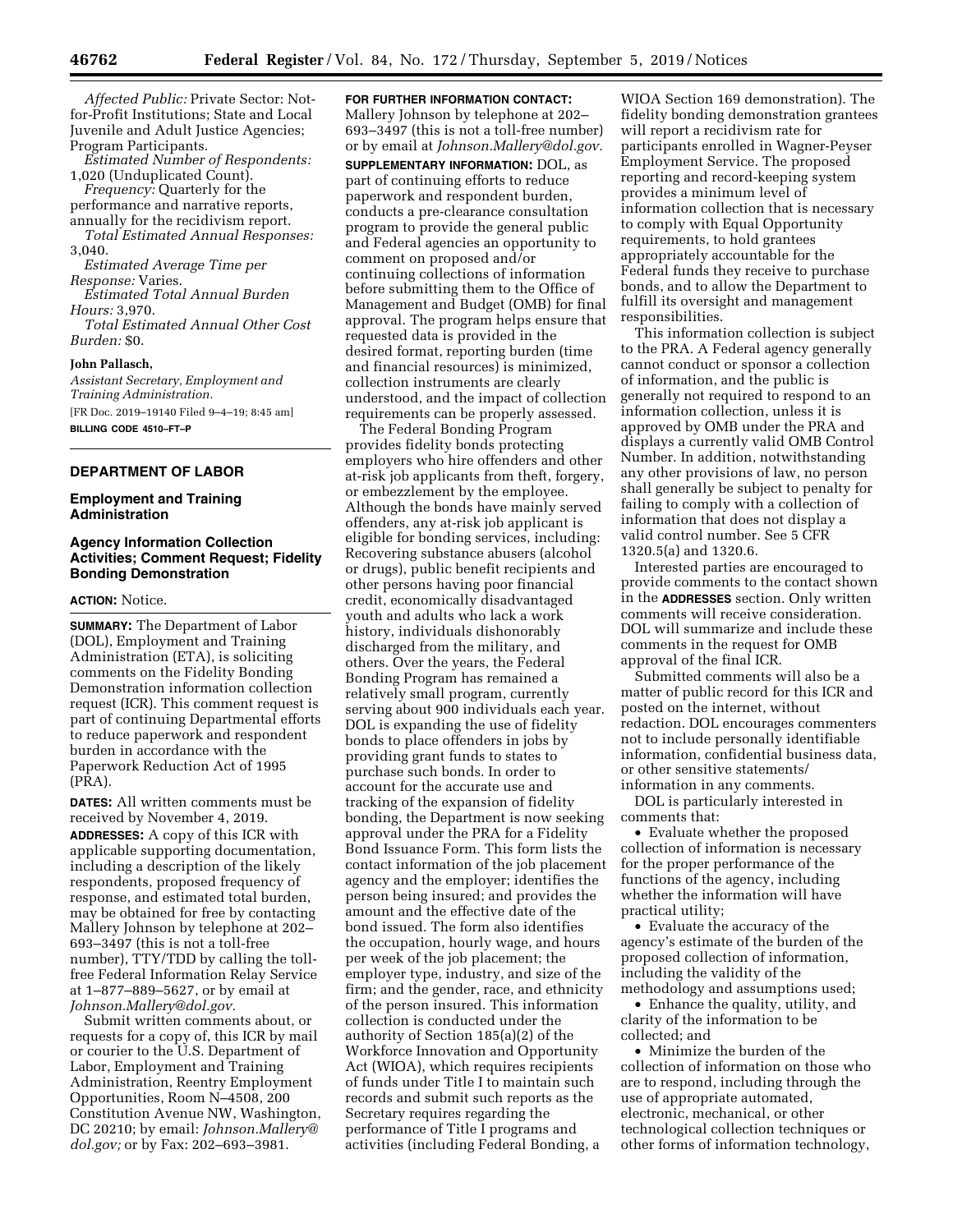*Affected Public:* Private Sector: Not-for-Profit Institutions; State and Local Juvenile and Adult Justice Agencies; Program Participants.

*Estimated Number of Respondents:* 1,020 (Unduplicated Count).

*Frequency:* Quarterly for the performance and narrative reports, annually for the recidivism report.

*Total Estimated Annual Responses:* 3,040.

*Estimated Average Time per Response:* Varies.

*Estimated Total Annual Burden Hours:* 3,970.

*Total Estimated Annual Other Cost Burden:* $0.

**John Pallasch,**

*Assistant Secretary, Employment and Training Administration.*

[FR Doc. 2019–19140 Filed 9–4–19; 8:45 am]

**BILLING CODE 4510–FT–P**

---

## DEPARTMENT OF LABOR

## Employment and Training Administration

### Agency Information Collection Activities; Comment Request; Fidelity Bonding Demonstration

**ACTION:** Notice.

**SUMMARY:** The Department of Labor (DOL), Employment and Training Administration (ETA), is soliciting comments on the Fidelity Bonding Demonstration information collection request (ICR). This comment request is part of continuing Departmental efforts to reduce paperwork and respondent burden in accordance with the Paperwork Reduction Act of 1995 (PRA).

**DATES:** All written comments must be received by November 4, 2019.

**ADDRESSES:** A copy of this ICR with applicable supporting documentation, including a description of the likely respondents, proposed frequency of response, and estimated total burden, may be obtained for free by contacting Mallery Johnson by telephone at 202–693–3497 (this is not a toll-free number), TTY/TDD by calling the toll-free Federal Information Relay Service at 1–877–889–5627, or by email at *Johnson.Mallery@dol.gov.*

Submit written comments about, or requests for a copy of, this ICR by mail or courier to the U.S. Department of Labor, Employment and Training Administration, Reentry Employment Opportunities, Room N–4508, 200 Constitution Avenue NW, Washington, DC 20210; by email: *Johnson.Mallery@dol.gov;* or by Fax: 202–693–3981.

**FOR FURTHER INFORMATION CONTACT:** Mallery Johnson by telephone at 202–693–3497 (this is not a toll-free number) or by email at *Johnson.Mallery@dol.gov.*

**SUPPLEMENTARY INFORMATION:** DOL, as part of continuing efforts to reduce paperwork and respondent burden, conducts a pre-clearance consultation program to provide the general public and Federal agencies an opportunity to comment on proposed and/or continuing collections of information before submitting them to the Office of Management and Budget (OMB) for final approval. The program helps ensure that requested data is provided in the desired format, reporting burden (time and financial resources) is minimized, collection instruments are clearly understood, and the impact of collection requirements can be properly assessed.

The Federal Bonding Program provides fidelity bonds protecting employers who hire offenders and other at-risk job applicants from theft, forgery, or embezzlement by the employee. Although the bonds have mainly served offenders, any at-risk job applicant is eligible for bonding services, including: Recovering substance abusers (alcohol or drugs), public benefit recipients and other persons having poor financial credit, economically disadvantaged youth and adults who lack a work history, individuals dishonorably discharged from the military, and others. Over the years, the Federal Bonding Program has remained a relatively small program, currently serving about 900 individuals each year. DOL is expanding the use of fidelity bonds to place offenders in jobs by providing grant funds to states to purchase such bonds. In order to account for the accurate use and tracking of the expansion of fidelity bonding, the Department is now seeking approval under the PRA for a Fidelity Bond Issuance Form. This form lists the contact information of the job placement agency and the employer; identifies the person being insured; and provides the amount and the effective date of the bond issued. The form also identifies the occupation, hourly wage, and hours per week of the job placement; the employer type, industry, and size of the firm; and the gender, race, and ethnicity of the person insured. This information collection is conducted under the authority of Section 185(a)(2) of the Workforce Innovation and Opportunity Act (WIOA), which requires recipients of funds under Title I to maintain such records and submit such reports as the Secretary requires regarding the performance of Title I programs and activities (including Federal Bonding, a WIOA Section 169 demonstration). The fidelity bonding demonstration grantees will report a recidivism rate for participants enrolled in Wagner-Peyser Employment Service. The proposed reporting and record-keeping system provides a minimum level of information collection that is necessary to comply with Equal Opportunity requirements, to hold grantees appropriately accountable for the Federal funds they receive to purchase bonds, and to allow the Department to fulfill its oversight and management responsibilities.

This information collection is subject to the PRA. A Federal agency generally cannot conduct or sponsor a collection of information, and the public is generally not required to respond to an information collection, unless it is approved by OMB under the PRA and displays a currently valid OMB Control Number. In addition, notwithstanding any other provisions of law, no person shall generally be subject to penalty for failing to comply with a collection of information that does not display a valid control number. See 5 CFR 1320.5(a) and 1320.6.

Interested parties are encouraged to provide comments to the contact shown in the **ADDRESSES** section. Only written comments will receive consideration. DOL will summarize and include these comments in the request for OMB approval of the final ICR.

Submitted comments will also be a matter of public record for this ICR and posted on the internet, without redaction. DOL encourages commenters not to include personally identifiable information, confidential business data, or other sensitive statements/information in any comments.

DOL is particularly interested in comments that:

- Evaluate whether the proposed collection of information is necessary for the proper performance of the functions of the agency, including whether the information will have practical utility;
- Evaluate the accuracy of the agency's estimate of the burden of the proposed collection of information, including the validity of the methodology and assumptions used;
- Enhance the quality, utility, and clarity of the information to be collected; and
- Minimize the burden of the collection of information on those who are to respond, including through the use of appropriate automated, electronic, mechanical, or other technological collection techniques or other forms of information technology,